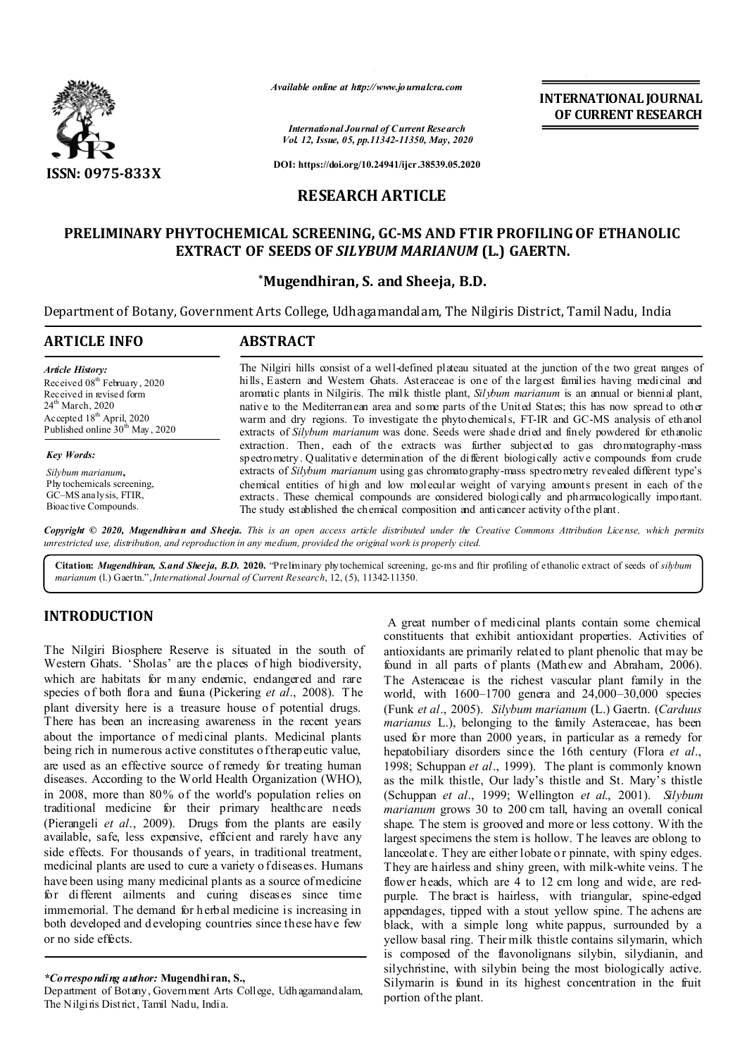Available online at http://www.journalcra.com

International Journal of Current Research
Vol. 12, Issue, 05, pp.11342-11350, May, 2020

DOI: https://doi.org/10.24941/ijcr.38539.05.2020

ISSN: 0975-833X

INTERNATIONAL JOURNAL OF CURRENT RESEARCH

RESEARCH ARTICLE

# PRELIMINARY PHYTOCHEMICAL SCREENING, GC-MS AND FTIR PROFILING OF ETHANOLIC EXTRACT OF SEEDS OF *SILYBUM MARIANUM* (L.) GAERTN.

**\*Mugendhiran, S. and Sheeja, B.D.**

Department of Botany, Government Arts College, Udhagamandalam, The Nilgiris District, Tamil Nadu, India

## ARTICLE INFO

*Article History:*
Received 08th February, 2020
Received in revised form 24th March, 2020
Accepted 18th April, 2020
Published online 30th May, 2020

*Key Words:*
*Silybum marianum*, Phytochemicals screening, GC–MS analysis, FTIR, Bioactive Compounds.

## ABSTRACT

The Nilgiri hills consist of a well-defined plateau situated at the junction of the two great ranges of hills, Eastern and Western Ghats. Asteraceae is one of the largest families having medicinal and aromatic plants in Nilgiris. The milk thistle plant, *Silybum marianum* is an annual or biennial plant, native to the Mediterranean area and some parts of the United States; this has now spread to other warm and dry regions. To investigate the phytochemicals, FT-IR and GC-MS analysis of ethanol extracts of *Silybum marianum* was done. Seeds were shade dried and finely powdered for ethanolic extraction. Then, each of the extracts was further subjected to gas chromatography-mass spectrometry. Qualitative determination of the different biologically active compounds from crude extracts of *Silybum marianum* using gas chromatography-mass spectrometry revealed different type's chemical entities of high and low molecular weight of varying amounts present in each of the extracts. These chemical compounds are considered biologically and pharmacologically important. The study established the chemical composition and anticancer activity of the plant.

*Copyright © 2020, Mugendhiran and Sheeja. This is an open access article distributed under the Creative Commons Attribution License, which permits unrestricted use, distribution, and reproduction in any medium, provided the original work is properly cited.*

**Citation:** ***Mugendhiran, S.and Sheeja, B.D.* 2020.** "Preliminary phytochemical screening, gc-ms and ftir profiling of ethanolic extract of seeds of *silybum marianum* (l.) Gaertn.", *International Journal of Current Research*, 12, (5), 11342-11350.

## INTRODUCTION

The Nilgiri Biosphere Reserve is situated in the south of Western Ghats. 'Sholas' are the places of high biodiversity, which are habitats for many endemic, endangered and rare species of both flora and fauna (Pickering *et al*., 2008). The plant diversity here is a treasure house of potential drugs. There has been an increasing awareness in the recent years about the importance of medicinal plants. Medicinal plants being rich in numerous active constitutes of therapeutic value, are used as an effective source of remedy for treating human diseases. According to the World Health Organization (WHO), in 2008, more than 80% of the world's population relies on traditional medicine for their primary healthcare needs (Pierangeli *et al*., 2009). Drugs from the plants are easily available, safe, less expensive, efficient and rarely have any side effects. For thousands of years, in traditional treatment, medicinal plants are used to cure a variety of diseases. Humans have been using many medicinal plants as a source of medicine for different ailments and curing diseases since time immemorial. The demand for herbal medicine is increasing in both developed and developing countries since these have few or no side effects.

A great number of medicinal plants contain some chemical constituents that exhibit antioxidant properties. Activities of antioxidants are primarily related to plant phenolic that may be found in all parts of plants (Mathew and Abraham, 2006). The Asteraceae is the richest vascular plant family in the world, with 1600–1700 genera and 24,000–30,000 species (Funk *et al*., 2005). *Silybum marianum* (L.) Gaertn. (*Carduus marianus* L.), belonging to the family Asteraceae, has been used for more than 2000 years, in particular as a remedy for hepatobiliary disorders since the 16th century (Flora *et al*., 1998; Schuppan *et al*., 1999). The plant is commonly known as the milk thistle, Our lady's thistle and St. Mary's thistle (Schuppan *et al*., 1999; Wellington *et al*., 2001). *Silybum marianum* grows 30 to 200 cm tall, having an overall conical shape. The stem is grooved and more or less cottony. With the largest specimens the stem is hollow. The leaves are oblong to lanceolate. They are either lobate or pinnate, with spiny edges. They are hairless and shiny green, with milk-white veins. The flower heads, which are 4 to 12 cm long and wide, are red-purple. The bract is hairless, with triangular, spine-edged appendages, tipped with a stout yellow spine. The achens are black, with a simple long white pappus, surrounded by a yellow basal ring. Their milk thistle contains silymarin, which is composed of the flavonolignans silybin, silydianin, and silychristine, with silybin being the most biologically active. Silymarin is found in its highest concentration in the fruit portion of the plant.

*\*Corresponding author:* **Mugendhiran, S.,**
Department of Botany, Government Arts College, Udhagamandalam, The Nilgiris District, Tamil Nadu, India.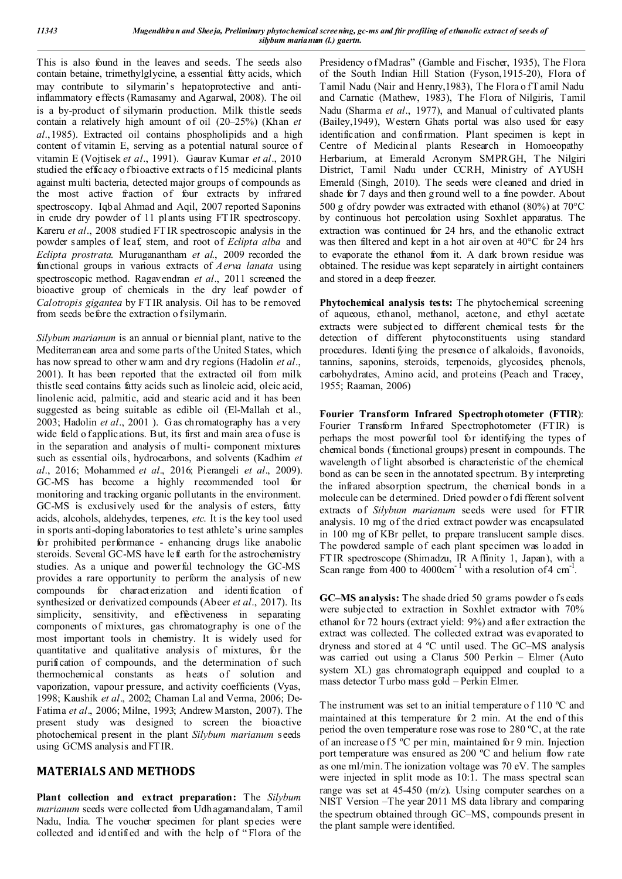This is also found in the leaves and seeds. The seeds also contain betaine, trimethylglycine, a essential fatty acids, which may contribute to silymarin's hepatoprotective and anti-inflammatory effects (Ramasamy and Agarwal, 2008). The oil is a by-product of silymarin production. Milk thistle seeds contain a relatively high amount of oil (20–25%) (Khan *et al*., 1985). Extracted oil contains phospholipids and a high content of vitamin E, serving as a potential natural source of vitamin E (Vojtisek *et al*., 1991). Gaurav Kumar *et al*., 2010 studied the efficacy of bioactive extracts of 15 medicinal plants against multi bacteria, detected major groups of compounds as the most active fraction of four extracts by infrared spectroscopy. Iqbal Ahmad and Aqil, 2007 reported Saponins in crude dry powder of 11 plants using FTIR spectroscopy. Kareru *et al*., 2008 studied FTIR spectroscopic analysis in the powder samples of leaf, stem, and root of *Eclipta alba* and *Eclipta prostrata*. Muruganantham *et al*., 2009 recorded the functional groups in various extracts of *Aerva lanata* using spectroscopic method. Ragavendran *et al*., 2011 screened the bioactive group of chemicals in the dry leaf powder of *Calotropis gigantea* by FTIR analysis. Oil has to be removed from seeds before the extraction of silymarin.

*Silybum marianum* is an annual or biennial plant, native to the Mediterranean area and some parts of the United States, which has now spread to other warm and dry regions (Hadolin *et al*., 2001). It has been reported that the extracted oil from milk thistle seed contains fatty acids such as linoleic acid, oleic acid, linolenic acid, palmitic, acid and stearic acid and it has been suggested as being suitable as edible oil (El-Mallah et al., 2003; Hadolin *et al*., 2001 ). Gas chromatography has a very wide field of applications. But, its first and main area of use is in the separation and analysis of multi- component mixtures such as essential oils, hydrocarbons, and solvents (Kadhim *et al*., 2016; Mohammed *et al*., 2016; Pierangeli *et al*., 2009). GC-MS has become a highly recommended tool for monitoring and tracking organic pollutants in the environment. GC-MS is exclusively used for the analysis of esters, fatty acids, alcohols, aldehydes, terpenes, *etc*. It is the key tool used in sports anti-doping laboratories to test athlete's urine samples for prohibited performance - enhancing drugs like anabolic steroids. Several GC-MS have left earth for the astrochemistry studies. As a unique and powerful technology the GC-MS provides a rare opportunity to perform the analysis of new compounds for characterization and identification of synthesized or derivatized compounds (Abeer *et al*., 2017). Its simplicity, sensitivity, and effectiveness in separating components of mixtures, gas chromatography is one of the most important tools in chemistry. It is widely used for quantitative and qualitative analysis of mixtures, for the purification of compounds, and the determination of such thermochemical constants as heats of solution and vaporization, vapour pressure, and activity coefficients (Vyas, 1998; Kaushik *et al*., 2002; Chaman Lal and Verma, 2006; De-Fatima *et al*., 2006; Milne, 1993; Andrew Marston, 2007). The present study was designed to screen the bioactive photochemical present in the plant *Silybum marianum* seeds using GCMS analysis and FTIR.

## MATERIALS AND METHODS

**Plant collection and extract preparation:** The *Silybum marianum* seeds were collected from Udhagamandalam, Tamil Nadu, India. The voucher specimen for plant species were collected and identified and with the help of "Flora of the Presidency of Madras" (Gamble and Fischer, 1935), The Flora of the South Indian Hill Station (Fyson,1915-20), Flora of Tamil Nadu (Nair and Henry,1983), The Flora of Tamil Nadu and Carnatic (Mathew, 1983), The Flora of Nilgiris, Tamil Nadu (Sharma *et al*., 1977), and Manual of cultivated plants (Bailey,1949), Western Ghats portal was also used for easy identification and confirmation. Plant specimen is kept in Centre of Medicinal plants Research in Homoeopathy Herbarium, at Emerald Acronym SMPRGH, The Nilgiri District, Tamil Nadu under CCRH, Ministry of AYUSH Emerald (Singh, 2010). The seeds were cleaned and dried in shade for 7 days and then ground well to a fine powder. About 500 g of dry powder was extracted with ethanol (80%) at 70°C by continuous hot percolation using Soxhlet apparatus. The extraction was continued for 24 hrs, and the ethanolic extract was then filtered and kept in a hot air oven at 40°C for 24 hrs to evaporate the ethanol from it. A dark brown residue was obtained. The residue was kept separately in airtight containers and stored in a deep freezer.

**Phytochemical analysis tests:** The phytochemical screening of aqueous, ethanol, methanol, acetone, and ethyl acetate extracts were subjected to different chemical tests for the detection of different phytoconstituents using standard procedures. Identifying the presence of alkaloids, flavonoids, tannins, saponins, steroids, terpenoids, glycosides, phenols, carbohydrates, Amino acid, and proteins (Peach and Tracey, 1955; Raaman, 2006)

**Fourier Transform Infrared Spectrophotometer (FTIR)**: Fourier Transform Infrared Spectrophotometer (FTIR) is perhaps the most powerful tool for identifying the types of chemical bonds (functional groups) present in compounds. The wavelength of light absorbed is characteristic of the chemical bond as can be seen in the annotated spectrum. By interpreting the infrared absorption spectrum, the chemical bonds in a molecule can be determined. Dried powder of different solvent extracts of *Silybum marianum* seeds were used for FTIR analysis. 10 mg of the dried extract powder was encapsulated in 100 mg of KBr pellet, to prepare translucent sample discs. The powdered sample of each plant specimen was loaded in FTIR spectroscope (Shimadzu, IR Affinity 1, Japan), with a Scan range from 400 to 4000cm$^{-1}$ with a resolution of 4 cm$^{-1}$.

**GC–MS analysis:** The shade dried 50 grams powder of seeds were subjected to extraction in Soxhlet extractor with 70% ethanol for 72 hours (extract yield: 9%) and after extraction the extract was collected. The collected extract was evaporated to dryness and stored at 4 ºC until used. The GC–MS analysis was carried out using a Clarus 500 Perkin – Elmer (Auto system XL) gas chromatograph equipped and coupled to a mass detector Turbo mass gold – Perkin Elmer.

The instrument was set to an initial temperature of 110 ºC and maintained at this temperature for 2 min. At the end of this period the oven temperature rose was rose to 280 ºC, at the rate of an increase of 5 ºC per min, maintained for 9 min. Injection port temperature was ensured as 200 ºC and helium flow rate as one ml/min. The ionization voltage was 70 eV. The samples were injected in split mode as 10:1. The mass spectral scan range was set at 45-450 (m/z). Using computer searches on a NIST Version –The year 2011 MS data library and comparing the spectrum obtained through GC–MS, compounds present in the plant sample were identified.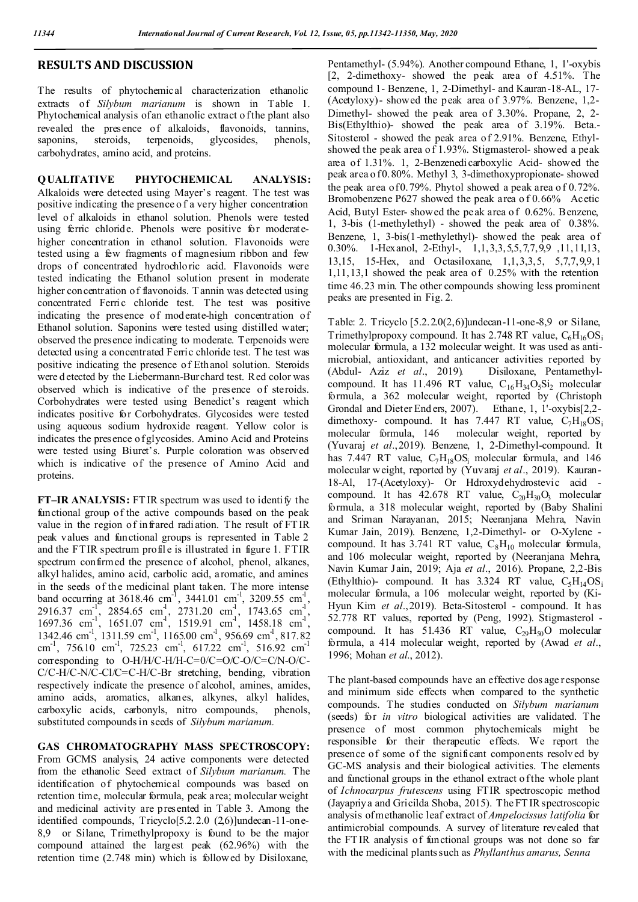## RESULTS AND DISCUSSION

The results of phytochemical characterization ethanolic extracts of *Silybum marianum* is shown in Table 1. Phytochemical analysis of an ethanolic extract of the plant also revealed the presence of alkaloids, flavonoids, tannins, saponins, steroids, terpenoids, glycosides, phenols, carbohydrates, amino acid, and proteins.

**QUALITATIVE PHYTOCHEMICAL ANALYSIS:** Alkaloids were detected using Mayer's reagent. The test was positive indicating the presence of a very higher concentration level of alkaloids in ethanol solution. Phenols were tested using ferric chloride. Phenols were positive for moderate-higher concentration in ethanol solution. Flavonoids were tested using a few fragments of magnesium ribbon and few drops of concentrated hydrochloric acid. Flavonoids were tested indicating the Ethanol solution present in moderate higher concentration of flavonoids. Tannin was detected using concentrated Ferric chloride test. The test was positive indicating the presence of moderate-high concentration of Ethanol solution. Saponins were tested using distilled water; observed the presence indicating to moderate. Terpenoids were detected using a concentrated Ferric chloride test. The test was positive indicating the presence of Ethanol solution. Steroids were detected by the Liebermann-Burchard test. Red color was observed which is indicative of the presence of steroids. Corbohydrates were tested using Benedict's reagent which indicates positive for Corbohydrates. Glycosides were tested using aqueous sodium hydroxide reagent. Yellow color is indicates the presence of glycosides. Amino Acid and Proteins were tested using Biuret's. Purple coloration was observed which is indicative of the presence of Amino Acid and proteins.

**FT–IR ANALYSIS:** FTIR spectrum was used to identify the functional group of the active compounds based on the peak value in the region of infrared radiation. The result of FTIR peak values and functional groups is represented in Table 2 and the FTIR spectrum profile is illustrated in figure 1. FTIR spectrum confirmed the presence of alcohol, phenol, alkanes, alkyl halides, amino acid, carbolic acid, aromatic, and amines in the seeds of the medicinal plant taken. The more intense band occurring at 3618.46 $cm^{-1}$, 3441.01 $cm^{-1}$, 3209.55 $cm^{-1}$, 2916.37 $cm^{-1}$, 2854.65 $cm^{-1}$, 2731.20 $cm^{-1}$, 1743.65 $cm^{-1}$, 1697.36 $cm^{-1}$, 1651.07 $cm^{-1}$, 1519.91 $cm^{-1}$, 1458.18 $cm^{-1}$, 1342.46 $cm^{-1}$, 1311.59 $cm^{-1}$, 1165.00 $cm^{-1}$, 956.69 $cm^{-1}$, 817.82 $cm^{-1}$, 756.10 $cm^{-1}$, 725.23 $cm^{-1}$, 617.22 $cm^{-1}$, 516.92 $cm^{-1}$ corresponding to O-H/H/C-H/C-H/H-C=0/C=O/C-O/C=C/N-O/C-C/C-H/C-N/C-Cl/C=C-H/C-Br stretching, bending, vibration respectively indicate the presence of alcohol, amines, amides, amino acids, aromatics, alkanes, alkynes, alkyl halides, carboxylic acids, carbonyls, nitro compounds, phenols, substituted compounds in seeds of *Silybum marianum.*

**GAS CHROMATOGRAPHY MASS SPECTROSCOPY:** From GCMS analysis, 24 active components were detected from the ethanolic Seed extract of *Silybum marianum.* The identification of phytochemical compounds was based on retention time, molecular formula, peak area; molecular weight and medicinal activity are presented in Table 3. Among the identified compounds, Tricyclo[5.2.2.0 (2,6)]undecan-11-one-8,9 or Silane, Trimethylpropoxy is found to be the major compound attained the largest peak (62.96%) with the retention time (2.748 min) which is followed by Disiloxane, Pentamethyl- (5.94%). Another compound Ethane, 1, 1'-oxybis [2, 2-dimethoxy- showed the peak area of 4.51%. The compound 1- Benzene, 1, 2-Dimethyl- and Kauran-18-AL, 17-(Acetyloxy)- showed the peak area of 3.97%. Benzene, 1,2-Dimethyl- showed the peak area of 3.30%. Propane, 2, 2-Bis(Ethylthio)- showed the peak area of 3.19%. Beta.-Sitosterol - showed the peak area of 2.91%. Benzene, Ethyl- showed the peak area of 1.93%. Stigmasterol- showed a peak area of 1.31%. 1, 2-Benzenedicarboxylic Acid- showed the peak area of 0.80%. Methyl 3, 3-dimethoxypropionate- showed the peak area of 0.79%. Phytol showed a peak area of 0.72%. Bromobenzene P627 showed the peak area of 0.66% Acetic Acid, Butyl Ester- showed the peak area of 0.62%. Benzene, 1, 3-bis (1-methylethyl) - showed the peak area of 0.38%. Benzene, 1, 3-bis(1-methylethyl)- showed the peak area of 0.30%. 1-Hexanol, 2-Ethyl-, 1,1,3,3,5,5,7,7,9,9 ,11,11,13, 13,15, 15-Hex, and Octasiloxane, 1,1,3,3,5, 5,7,7,9,9,1 1,11,13,1 showed the peak area of 0.25% with the retention time 46.23 min. The other compounds showing less prominent peaks are presented in Fig. 2.

Table: 2. Tricyclo [5.2.2.0(2,6)]undecan-11-one-8,9 or Silane, Trimethylpropoxy compound. It has 2.748 RT value, $C_6H_{16}OS_i$ molecular formula, a 132 molecular weight. It was used as anti-microbial, antioxidant, and anticancer activities reported by (Abdul- Aziz *et al*., 2019). Disiloxane, Pentamethyl- compound. It has 11.496 RT value, $C_{16}H_{34}O_5Si_2$ molecular formula, a 362 molecular weight, reported by (Christoph Grondal and Dieter Enders, 2007). Ethane, 1, 1'-oxybis[2,2-dimethoxy- compound. It has 7.447 RT value, $C_7H_{18}OS_i$ molecular formula, 146 molecular weight, reported by (Yuvaraj *et al*.,2019). Benzene, 1, 2-Dimethyl-compound. It has 7.447 RT value, $C_7H_{18}OS_i$ molecular formula, and 146 molecular weight, reported by (Yuvaraj *et al*., 2019). Kauran-18-Al, 17-(Acetyloxy)- Or Hdroxydehydrostevic acid - compound. It has 42.678 RT value, $C_{20}H_{30}O_3$ molecular formula, a 318 molecular weight, reported by (Baby Shalini and Sriman Narayanan, 2015; Neeranjana Mehra, Navin Kumar Jain, 2019). Benzene, 1,2-Dimethyl- or O-Xylene - compound. It has 3.741 RT value, $C_8H_{10}$ molecular formula, and 106 molecular weight, reported by (Neeranjana Mehra, Navin Kumar Jain, 2019; Aja *et al*., 2016). Propane, 2,2-Bis (Ethylthio)- compound. It has 3.324 RT value, $C_5H_{14}OS_i$ molecular formula, a 106 molecular weight, reported by (Ki-Hyun Kim *et al*.,2019). Beta-Sitosterol - compound. It has 52.778 RT values, reported by (Peng, 1992). Stigmasterol - compound. It has 51.436 RT value, $C_{29}H_{50}O$ molecular formula, a 414 molecular weight, reported by (Awad *et al*., 1996; Mohan *et al*., 2012).

The plant-based compounds have an effective dosage response and minimum side effects when compared to the synthetic compounds. The studies conducted on *Silybum marianum* (seeds) for *in vitro* biological activities are validated. The presence of most common phytochemicals might be responsible for their therapeutic effects. We report the presence of some of the significant components resolved by GC-MS analysis and their biological activities. The elements and functional groups in the ethanol extract of the whole plant of *Ichnocarpus frutescens* using FTIR spectroscopic method (Jayapriya and Gricilda Shoba, 2015). The FTIR spectroscopic analysis of methanolic leaf extract of *Ampelocissus latifolia* for antimicrobial compounds. A survey of literature revealed that the FTIR analysis of functional groups was not done so far with the medicinal plants such as *Phyllanthus amarus, Senna*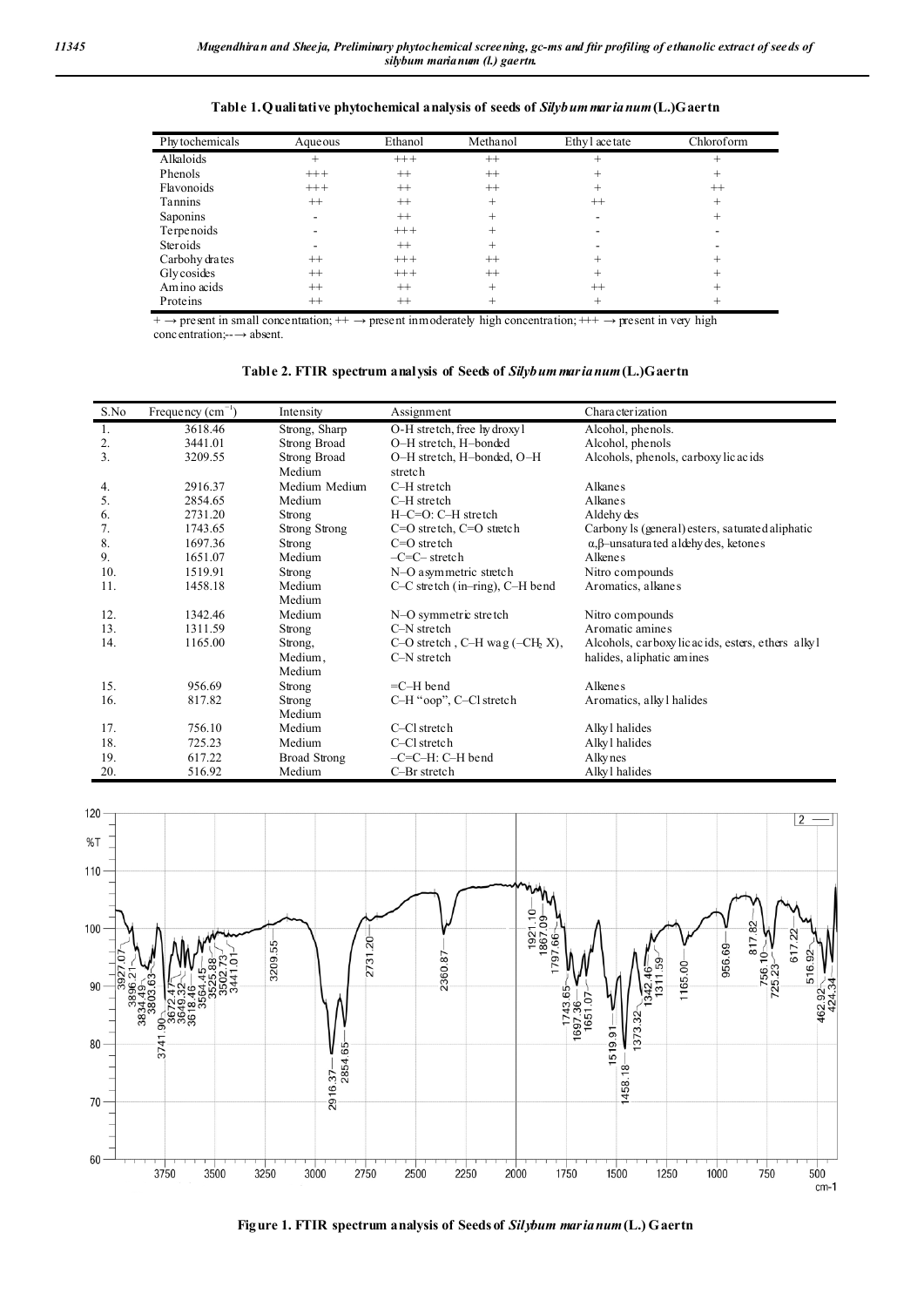**Table 1. Qualitative phytochemical analysis of seeds of *Silybum marianum* (L.) Gaertn**

| Phytochemicals | Aqueous | Ethanol | Methanol | Ethyl acetate | Chloroform |
|---|---|---|---|---|---|
| Alkaloids | + | +++ | ++ | + | + |
| Phenols | +++ | ++ | ++ | + | + |
| Flavonoids | +++ | ++ | ++ | + | ++ |
| Tannins | ++ | ++ | + | ++ | + |
| Saponins | - | ++ | + | - | + |
| Terpenoids | - | +++ | + | - | - |
| Steroids | - | ++ | + | - | - |
| Carbohydrates | ++ | +++ | ++ | + | + |
| Glycosides | ++ | +++ | ++ | + | + |
| Amino acids | ++ | ++ | + | ++ | + |
| Proteins | ++ | ++ | + | + | + |

+ → present in small concentration; ++ → present in moderately high concentration; +++ → present in very high concentration; -- → absent.

**Table 2. FTIR spectrum analysis of Seeds of *Silybum marianum* (L.) Gaertn**

| S.No | Frequency ($cm^{-1}$) | Intensity | Assignment | Characterization |
|---|---|---|---|---|
| 1. | 3618.46 | Strong, Sharp | O-H stretch, free hydroxyl | Alcohol, phenols. |
| 2. | 3441.01 | Strong Broad | O–H stretch, H–bonded | Alcohol, phenols |
| 3. | 3209.55 | Strong Broad Medium | O–H stretch, H–bonded, O–H stretch | Alcohols, phenols, carboxylic acids |
| 4. | 2916.37 | Medium Medium | C–H stretch | Alkanes |
| 5. | 2854.65 | Medium | C–H stretch | Alkanes |
| 6. | 2731.20 | Strong | H–C=O: C–H stretch | Aldehydes |
| 7. | 1743.65 | Strong Strong | C=O stretch, C=O stretch | Carbonyls (general) esters, saturated aliphatic |
| 8. | 1697.36 | Strong | C=O stretch | α,β–unsaturated aldehydes, ketones |
| 9. | 1651.07 | Medium | –C=C– stretch | Alkenes |
| 10. | 1519.91 | Strong | N–O asymmetric stretch | Nitro compounds |
| 11. | 1458.18 | Medium Medium | C–C stretch (in–ring), C–H bend | Aromatics, alkanes |
| 12. | 1342.46 | Medium | N–O symmetric stretch | Nitro compounds |
| 13. | 1311.59 | Strong | C–N stretch | Aromatic amines |
| 14. | 1165.00 | Strong, Medium, Medium | C–O stretch, C–H wag (–$CH_2$ X), C–N stretch | Alcohols, carboxylic acids, esters, ethers alkyl halides, aliphatic amines |
| 15. | 956.69 | Strong | =C–H bend | Alkenes |
| 16. | 817.82 | Strong Medium | C–H "oop", C–Cl stretch | Aromatics, alkyl halides |
| 17. | 756.10 | Medium | C–Cl stretch | Alkyl halides |
| 18. | 725.23 | Medium | C–Cl stretch | Alkyl halides |
| 19. | 617.22 | Broad Strong | –C≡C–H: C–H bend | Alkynes |
| 20. | 516.92 | Medium | C–Br stretch | Alkyl halides |

**Figure 1. FTIR spectrum analysis of Seeds of *Silybum marianum* (L.) Gaertn**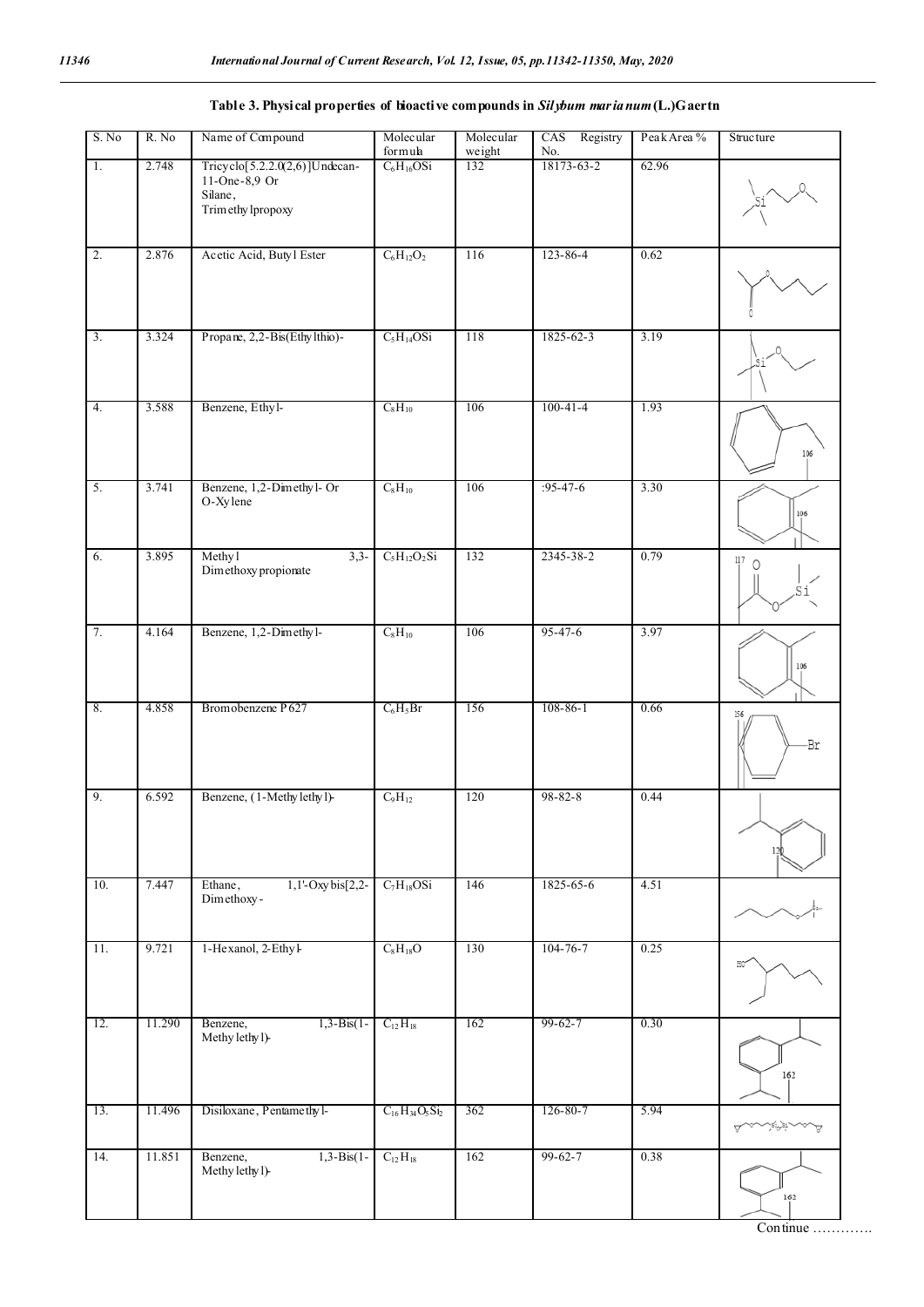**Table 3. Physical properties of bioactive compounds in *Silybum marianum* (L.)Gaertn**

| S. No | R. No | Name of Compound | Molecular formula | Molecular weight | CAS Registry No. | Peak Area % | Structure |
|---|---|---|---|---|---|---|---|
| 1. | 2.748 | Tricyclo[5.2.2.0(2,6)]Undecan-11-One-8,9 Or Silane, Trimethylpropoxy | $C_6H_{16}OSi$ | 132 | 18173-63-2 | 62.96 | |
| 2. | 2.876 | Acetic Acid, Butyl Ester | $C_6H_{12}O_2$ | 116 | 123-86-4 | 0.62 | |
| 3. | 3.324 | Propane, 2,2-Bis(Ethylthio)- | $C_5H_{14}OSi$ | 118 | 1825-62-3 | 3.19 | |
| 4. | 3.588 | Benzene, Ethyl- | $C_8H_{10}$ | 106 | 100-41-4 | 1.93 | |
| 5. | 3.741 | Benzene, 1,2-Dimethyl- Or O-Xylene | $C_8H_{10}$ | 106 | :95-47-6 | 3.30 | |
| 6. | 3.895 | Methyl 3,3-Dimethoxypropionate | $C_5H_{12}O_2Si$ | 132 | 2345-38-2 | 0.79 | |
| 7. | 4.164 | Benzene, 1,2-Dimethyl- | $C_8H_{10}$ | 106 | 95-47-6 | 3.97 | |
| 8. | 4.858 | Bromobenzene P627 | $C_6H_5Br$ | 156 | 108-86-1 | 0.66 | |
| 9. | 6.592 | Benzene, (1-Methylethyl)- | $C_9H_{12}$ | 120 | 98-82-8 | 0.44 | |
| 10. | 7.447 | Ethane, 1,1'-Oxybis[2,2-Dimethoxy- | $C_7H_{18}OSi$ | 146 | 1825-65-6 | 4.51 | |
| 11. | 9.721 | 1-Hexanol, 2-Ethyl- | $C_8H_{18}O$ | 130 | 104-76-7 | 0.25 | |
| 12. | 11.290 | Benzene, 1,3-Bis(1-Methylethyl)- | $C_{12}H_{18}$ | 162 | 99-62-7 | 0.30 | |
| 13. | 11.496 | Disiloxane, Pentamethyl- | $C_{16}H_{34}O_5Si_2$ | 362 | 126-80-7 | 5.94 | |
| 14. | 11.851 | Benzene, 1,3-Bis(1-Methylethyl)- | $C_{12}H_{18}$ | 162 | 99-62-7 | 0.38 | |

Continue ………….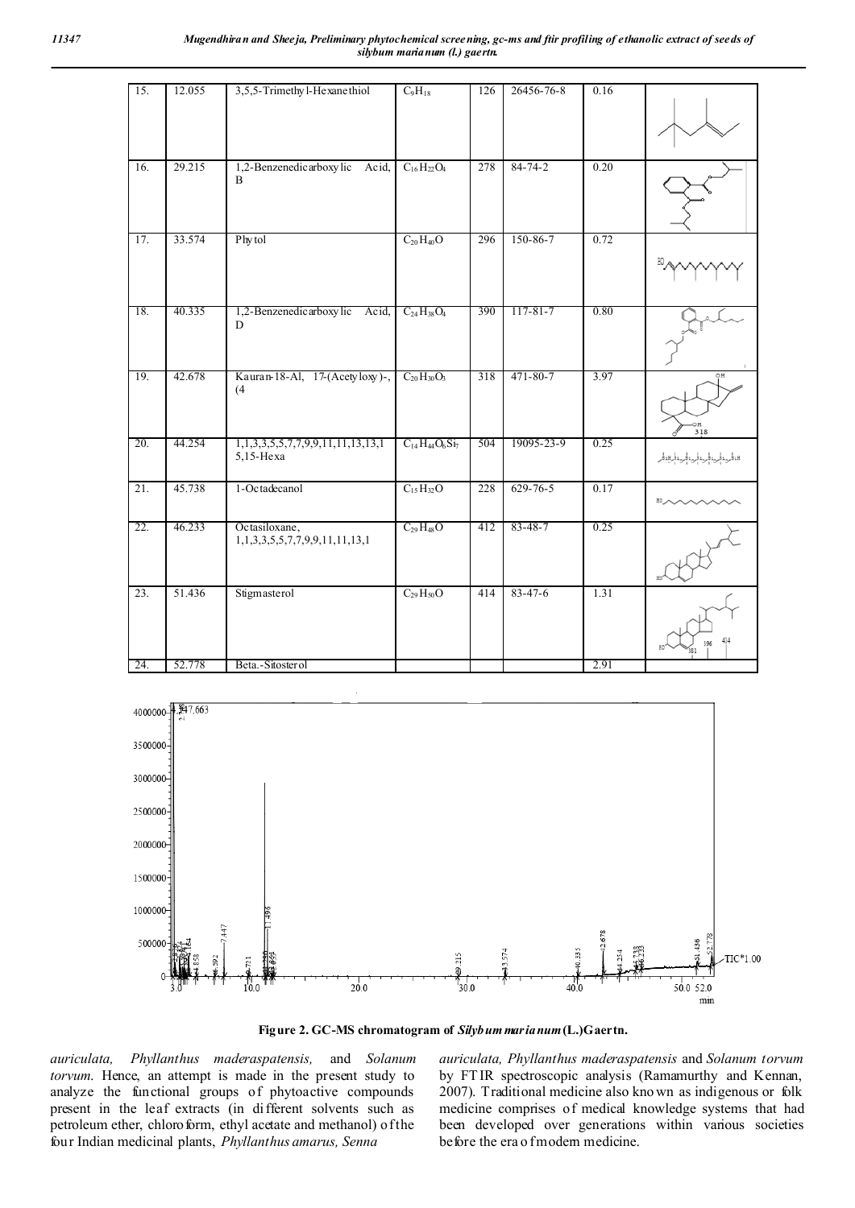| 15. | 12.055 | 3,5,5-Trimethyl-Hexanethiol | $C_9H_{18}$ | 126 | 26456-76-8 | 0.16 | |
|---|---|---|---|---|---|---|---|
| 16. | 29.215 | 1,2-Benzenedicarboxylic Acid, B | $C_{16}H_{22}O_4$ | 278 | 84-74-2 | 0.20 | |
| 17. | 33.574 | Phytol | $C_{20}H_{40}O$ | 296 | 150-86-7 | 0.72 | |
| 18. | 40.335 | 1,2-Benzenedicarboxylic Acid, D | $C_{24}H_{38}O_4$ | 390 | 117-81-7 | 0.80 | |
| 19. | 42.678 | Kauran-18-Al, 17-(Acetyloxy)-, (4 | $C_{20}H_{30}O_3$ | 318 | 471-80-7 | 3.97 | |
| 20. | 44.254 | 1,1,3,3,5,5,7,7,9,9,11,11,13,13,15,15-Hexa | $C_{14}H_{44}O_6Si_7$ | 504 | 19095-23-9 | 0.25 | |
| 21. | 45.738 | 1-Octadecanol | $C_{15}H_{32}O$ | 228 | 629-76-5 | 0.17 | |
| 22. | 46.233 | Octasiloxane, 1,1,3,3,5,5,7,7,9,9,11,11,13,1 | $C_{29}H_{48}O$ | 412 | 83-48-7 | 0.25 | |
| 23. | 51.436 | Stigmasterol | $C_{29}H_{50}O$ | 414 | 83-47-6 | 1.31 | |
| 24. | 52.778 | Beta.-Sitosterol | | | | 2.91 | |

**Figure 2. GC-MS chromatogram of *Silybum marianum* (L.)Gaertn.**

*auriculata, Phyllanthus maderaspatensis,* and *Solanum torvum*. Hence, an attempt is made in the present study to analyze the functional groups of phytoactive compounds present in the leaf extracts (in different solvents such as petroleum ether, chloroform, ethyl acetate and methanol) of the four Indian medicinal plants, *Phyllanthus amarus, Senna auriculata, Phyllanthus maderaspatensis* and *Solanum torvum* by FTIR spectroscopic analysis (Ramamurthy and Kennan, 2007). Traditional medicine also known as indigenous or folk medicine comprises of medical knowledge systems that had been developed over generations within various societies before the era of modern medicine.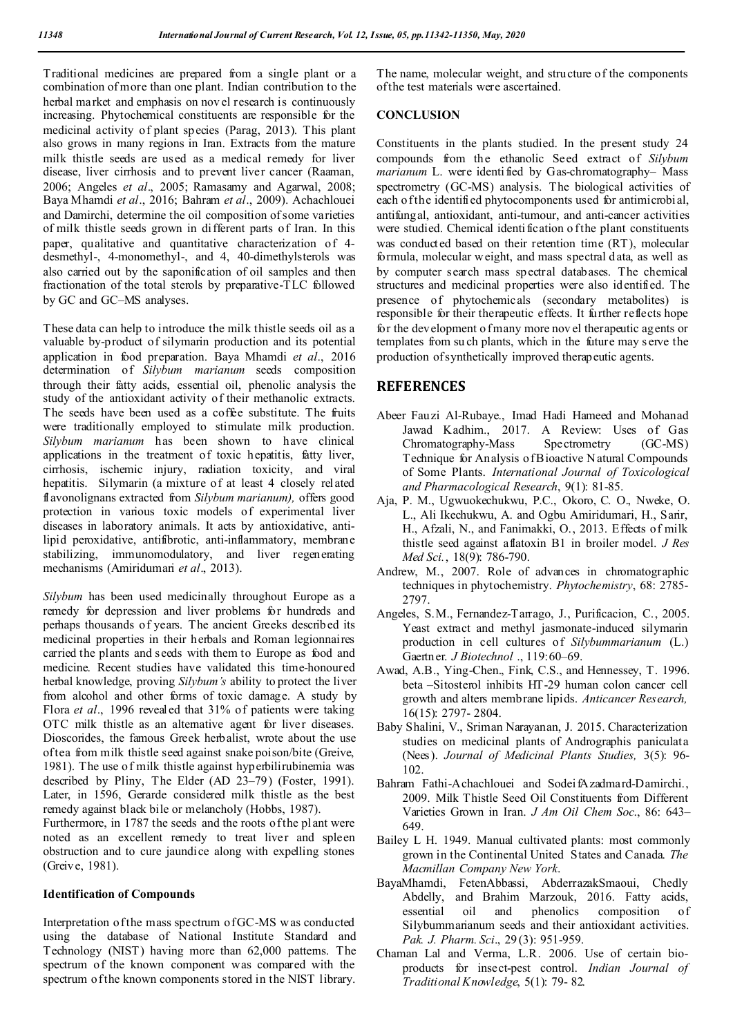Traditional medicines are prepared from a single plant or a combination of more than one plant. Indian contribution to the herbal market and emphasis on novel research is continuously increasing. Phytochemical constituents are responsible for the medicinal activity of plant species (Parag, 2013). This plant also grows in many regions in Iran. Extracts from the mature milk thistle seeds are used as a medical remedy for liver disease, liver cirrhosis and to prevent liver cancer (Raaman, 2006; Angeles *et al*., 2005; Ramasamy and Agarwal, 2008; Baya Mhamdi *et al*., 2016; Bahram *et al*., 2009). Achachlouei and Damirchi, determine the oil composition of some varieties of milk thistle seeds grown in different parts of Iran. In this paper, qualitative and quantitative characterization of 4-desmethyl-, 4-monomethyl-, and 4, 40-dimethylsterols was also carried out by the saponification of oil samples and then fractionation of the total sterols by preparative-TLC followed by GC and GC–MS analyses.

These data can help to introduce the milk thistle seeds oil as a valuable by-product of silymarin production and its potential application in food preparation. Baya Mhamdi *et al*., 2016 determination of *Silybum marianum* seeds composition through their fatty acids, essential oil, phenolic analysis the study of the antioxidant activity of their methanolic extracts. The seeds have been used as a coffee substitute. The fruits were traditionally employed to stimulate milk production. *Silybum marianum* has been shown to have clinical applications in the treatment of toxic hepatitis, fatty liver, cirrhosis, ischemic injury, radiation toxicity, and viral hepatitis. Silymarin (a mixture of at least 4 closely related flavonolignans extracted from *Silybum marianum),* offers good protection in various toxic models of experimental liver diseases in laboratory animals. It acts by antioxidative, anti-lipid peroxidative, antifibrotic, anti-inflammatory, membrane stabilizing, immunomodulatory, and liver regenerating mechanisms (Amiridumari *et al*., 2013).

*Silybum* has been used medicinally throughout Europe as a remedy for depression and liver problems for hundreds and perhaps thousands of years. The ancient Greeks described its medicinal properties in their herbals and Roman legionnaires carried the plants and seeds with them to Europe as food and medicine. Recent studies have validated this time-honoured herbal knowledge, proving *Silybum's* ability to protect the liver from alcohol and other forms of toxic damage. A study by Flora *et al*., 1996 revealed that 31% of patients were taking OTC milk thistle as an alternative agent for liver diseases. Dioscorides, the famous Greek herbalist, wrote about the use of tea from milk thistle seed against snake poison/bite (Greive, 1981). The use of milk thistle against hyperbilirubinemia was described by Pliny, The Elder (AD 23–79) (Foster, 1991). Later, in 1596, Gerarde considered milk thistle as the best remedy against black bile or melancholy (Hobbs, 1987).
Furthermore, in 1787 the seeds and the roots of the plant were noted as an excellent remedy to treat liver and spleen obstruction and to cure jaundice along with expelling stones (Greive, 1981).

**Identification of Compounds**

Interpretation of the mass spectrum of GC-MS was conducted using the database of National Institute Standard and Technology (NIST) having more than 62,000 patterns. The spectrum of the known component was compared with the spectrum of the known components stored in the NIST library. The name, molecular weight, and structure of the components of the test materials were ascertained.

**CONCLUSION**

Constituents in the plants studied. In the present study 24 compounds from the ethanolic Seed extract of *Silybum marianum* L. were identified by Gas-chromatography– Mass spectrometry (GC-MS) analysis. The biological activities of each of the identified phytocomponents used for antimicrobial, antifungal, antioxidant, anti-tumour, and anti-cancer activities were studied. Chemical identification of the plant constituents was conducted based on their retention time (RT), molecular formula, molecular weight, and mass spectral data, as well as by computer search mass spectral databases. The chemical structures and medicinal properties were also identified. The presence of phytochemicals (secondary metabolites) is responsible for their therapeutic effects. It further reflects hope for the development of many more novel therapeutic agents or templates from such plants, which in the future may serve the production of synthetically improved therapeutic agents.

## REFERENCES

Abeer Fauzi Al-Rubaye., Imad Hadi Hameed and Mohanad Jawad Kadhim., 2017. A Review: Uses of Gas Chromatography-Mass Spectrometry (GC-MS) Technique for Analysis of Bioactive Natural Compounds of Some Plants. *International Journal of Toxicological and Pharmacological Research*, 9(1): 81-85.

Aja, P. M., Ugwuokechukwu, P.C., Okoro, C. O., Nweke, O. L., Ali Ikechukwu, A. and Ogbu Amiridumari, H., Sarir, H., Afzali, N., and Fanimakki, O., 2013. Effects of milk thistle seed against aflatoxin B1 in broiler model. *J Res Med Sci.*, 18(9): 786-790.

Andrew, M., 2007. Role of advances in chromatographic techniques in phytochemistry. *Phytochemistry*, 68: 2785-2797.

Angeles, S.M., Fernandez-Tarrago, J., Purificacion, C., 2005. Yeast extract and methyl jasmonate-induced silymarin production in cell cultures of *Silybummarianum* (L.) Gaertner. *J Biotechnol*., 119:60–69.

Awad, A.B., Ying-Chen., Fink, C.S., and Hennessey, T. 1996. beta –Sitosterol inhibits HT-29 human colon cancer cell growth and alters membrane lipids. *Anticancer Research,* 16(15): 2797- 2804.

Baby Shalini, V., Sriman Narayanan, J. 2015. Characterization studies on medicinal plants of Andrographis paniculata (Nees). *Journal of Medicinal Plants Studies,* 3(5): 96-102.

Bahram Fathi-Achachlouei and SodeifAzadmard-Damirchi., 2009. Milk Thistle Seed Oil Constituents from Different Varieties Grown in Iran. *J Am Oil Chem Soc*., 86: 643–649.

Bailey L H. 1949. Manual cultivated plants: most commonly grown in the Continental United States and Canada. *The Macmillan Company New York*.

BayaMhamdi, FetenAbbassi, AbderrazakSmaoui, Chedly Abdelly, and Brahim Marzouk, 2016. Fatty acids, essential oil and phenolics composition of Silybummarianum seeds and their antioxidant activities. *Pak. J. Pharm. Sci*., 29(3): 951-959.

Chaman Lal and Verma, L.R. 2006. Use of certain bio-products for insect-pest control. *Indian Journal of Traditional Knowledge*, 5(1): 79- 82.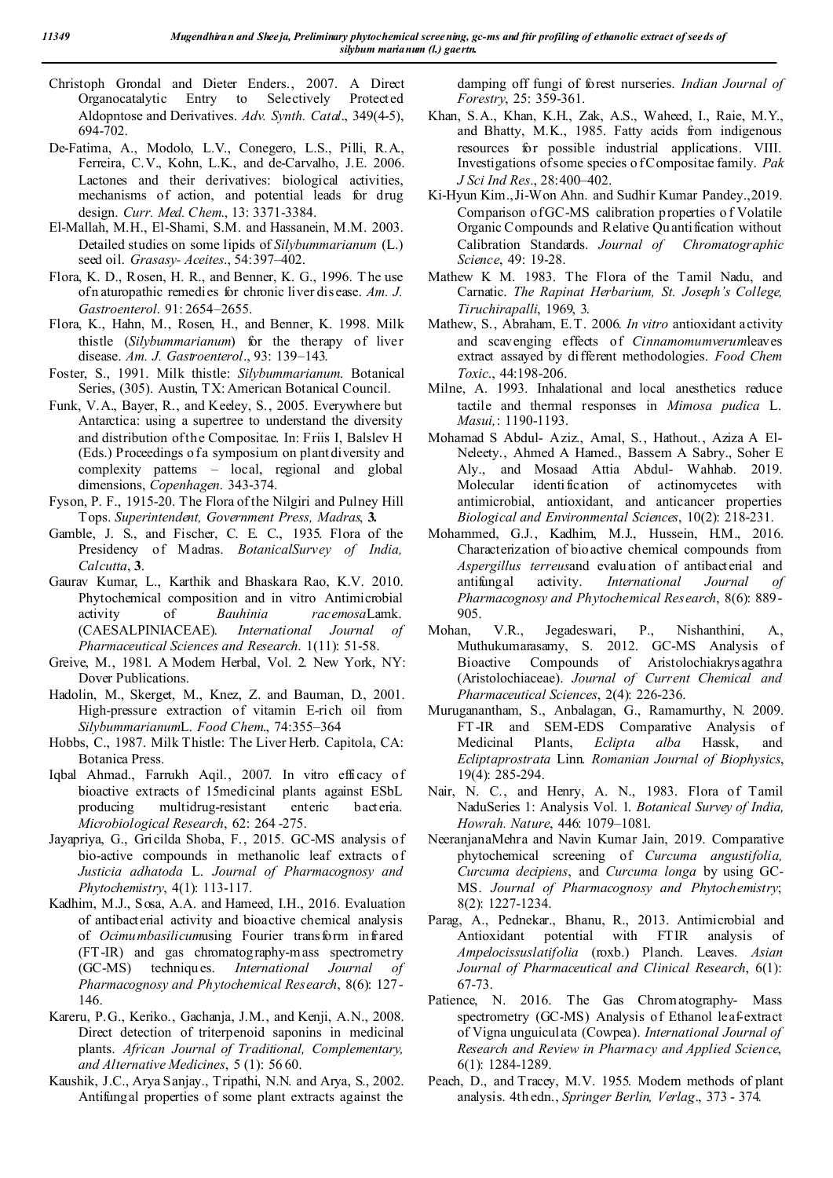Christoph Grondal and Dieter Enders., 2007. A Direct Organocatalytic Entry to Selectively Protected Aldopntose and Derivatives. *Adv. Synth. Catal*., 349(4-5), 694-702.

De-Fatima, A., Modolo, L.V., Conegero, L.S., Pilli, R.A., Ferreira, C.V., Kohn, L.K., and de-Carvalho, J.E. 2006. Lactones and their derivatives: biological activities, mechanisms of action, and potential leads for drug design. *Curr. Med. Chem*., 13: 3371-3384.

El-Mallah, M.H., El-Shami, S.M. and Hassanein, M.M. 2003. Detailed studies on some lipids of *Silybummarianum* (L.) seed oil. *Grasasy- Aceites*., 54:397–402.

Flora, K. D., Rosen, H. R., and Benner, K. G., 1996. The use ofn aturopathic remedies for chronic liver disease. *Am. J. Gastroenterol*. 91: 2654–2655.

Flora, K., Hahn, M., Rosen, H., and Benner, K. 1998. Milk thistle (*Silybummarianum*) for the therapy of liver disease. *Am. J. Gastroenterol*., 93: 139–143.

Foster, S., 1991. Milk thistle: *Silybummarianum*. Botanical Series, (305). Austin, TX: American Botanical Council.

Funk, V.A., Bayer, R., and Keeley, S., 2005. Everywhere but Antarctica: using a supertree to understand the diversity and distribution of the Compositae. In: Friis I, Balslev H (Eds.) Proceedings of a symposium on plant diversity and complexity patterns – local, regional and global dimensions, *Copenhagen*. 343-374.

Fyson, P. F., 1915-20. The Flora of the Nilgiri and Pulney Hill Tops. *Superintendent, Government Press, Madras*, **3.**

Gamble, J. S., and Fischer, C. E. C., 1935. Flora of the Presidency of Madras. *BotanicalSurvey of India, Calcutta*, **3**.

Gaurav Kumar, L., Karthik and Bhaskara Rao, K.V. 2010. Phytochemical composition and in vitro Antimicrobial activity of *Bauhinia racemosa*Lamk. (CAESALPINIACEAE). *International Journal of Pharmaceutical Sciences and Research*. 1(11): 51-58.

Greive, M., 1981. A Modern Herbal, Vol. 2. New York, NY: Dover Publications.

Hadolin, M., Skerget, M., Knez, Z. and Bauman, D., 2001. High-pressure extraction of vitamin E-rich oil from *Silybummarianum*L. *Food Chem*., 74:355–364

Hobbs, C., 1987. Milk Thistle: The Liver Herb. Capitola, CA: Botanica Press.

Iqbal Ahmad., Farrukh Aqil., 2007. In vitro efficacy of bioactive extracts of 15medicinal plants against ESbL producing multidrug-resistant enteric bacteria. *Microbiological Research*, 62: 264 -275.

Jayapriya, G., Gricilda Shoba, F., 2015. GC-MS analysis of bio-active compounds in methanolic leaf extracts of *Justicia adhatoda* L. *Journal of Pharmacognosy and Phytochemistry*, 4(1): 113-117.

Kadhim, M.J., Sosa, A.A. and Hameed, I.H., 2016. Evaluation of antibacterial activity and bioactive chemical analysis of *Ocimumbasilicum*using Fourier transform infrared (FT-IR) and gas chromatography-mass spectrometry (GC-MS) techniques. *International Journal of Pharmacognosy and Phytochemical Research*, 8(6): 127-146.

Kareru, P.G., Keriko., Gachanja, J.M., and Kenji, A.N., 2008. Direct detection of triterpenoid saponins in medicinal plants. *African Journal of Traditional, Complementary, and Alternative Medicines*, 5 (1): 56 60.

Kaushik, J.C., Arya Sanjay., Tripathi, N.N. and Arya, S., 2002. Antifungal properties of some plant extracts against the damping off fungi of forest nurseries. *Indian Journal of Forestry*, 25: 359-361.

Khan, S.A., Khan, K.H., Zak, A.S., Waheed, I., Raie, M.Y., and Bhatty, M.K., 1985. Fatty acids from indigenous resources for possible industrial applications. VIII. Investigations of some species of Compositae family. *Pak J Sci Ind Res*., 28:400–402.

Ki-Hyun Kim.,Ji-Won Ahn. and Sudhir Kumar Pandey.,2019. Comparison of GC-MS calibration properties of Volatile Organic Compounds and Relative Quantification without Calibration Standards. *Journal of Chromatographic Science*, 49: 19-28.

Mathew K M. 1983. The Flora of the Tamil Nadu, and Carnatic. *The Rapinat Herbarium, St. Joseph's College, Tiruchirapalli*, 1969, 3.

Mathew, S., Abraham, E.T. 2006. *In vitro* antioxidant activity and scavenging effects of *Cinnamomumverum*leaves extract assayed by different methodologies. *Food Chem Toxic*., 44:198-206.

Milne, A. 1993. Inhalational and local anesthetics reduce tactile and thermal responses in *Mimosa pudica* L. *Masui,*: 1190-1193.

Mohamad S Abdul- Aziz., Amal, S., Hathout., Aziza A El-Neleety., Ahmed A Hamed., Bassem A Sabry., Soher E Aly., and Mosaad Attia Abdul- Wahhab. 2019. Molecular identification of actinomycetes with antimicrobial, antioxidant, and anticancer properties *Biological and Environmental Sciences*, 10(2): 218-231.

Mohammed, G.J., Kadhim, M.J., Hussein, H.M., 2016. Characterization of bioactive chemical compounds from *Aspergillus terreus*and evaluation of antibacterial and antifungal activity. *International Journal of Pharmacognosy and Phytochemical Research*, 8(6): 889-905.

Mohan, V.R., Jegadeswari, P., Nishanthini, A., Muthukumarasamy, S. 2012. GC-MS Analysis of Bioactive Compounds of Aristolochiakrysagathra (Aristolochiaceae). *Journal of Current Chemical and Pharmaceutical Sciences*, 2(4): 226-236.

Muruganantham, S., Anbalagan, G., Ramamurthy, N. 2009. FT-IR and SEM-EDS Comparative Analysis of Medicinal Plants, *Eclipta alba* Hassk, and *Ecliptaprostrata* Linn. *Romanian Journal of Biophysics*, 19(4): 285-294.

Nair, N. C., and Henry, A. N., 1983. Flora of Tamil NaduSeries 1: Analysis Vol. 1. *Botanical Survey of India, Howrah. Nature*, 446: 1079–1081.

NeeranjanaMehra and Navin Kumar Jain, 2019. Comparative phytochemical screening of *Curcuma angustifolia, Curcuma decipiens*, and *Curcuma longa* by using GC-MS. *Journal of Pharmacognosy and Phytochemistry*; 8(2): 1227-1234.

Parag, A., Pednekar., Bhanu, R., 2013. Antimicrobial and Antioxidant potential with FTIR analysis of *Ampelocissuslatifolia* (roxb.) Planch. Leaves. *Asian Journal of Pharmaceutical and Clinical Research*, 6(1): 67-73.

Patience, N. 2016. The Gas Chromatography- Mass spectrometry (GC-MS) Analysis of Ethanol leaf-extract of Vigna unguiculata (Cowpea). *International Journal of Research and Review in Pharmacy and Applied Science*, 6(1): 1284-1289.

Peach, D., and Tracey, M.V. 1955. Modern methods of plant analysis. 4th edn., *Springer Berlin, Verlag*., 373 - 374.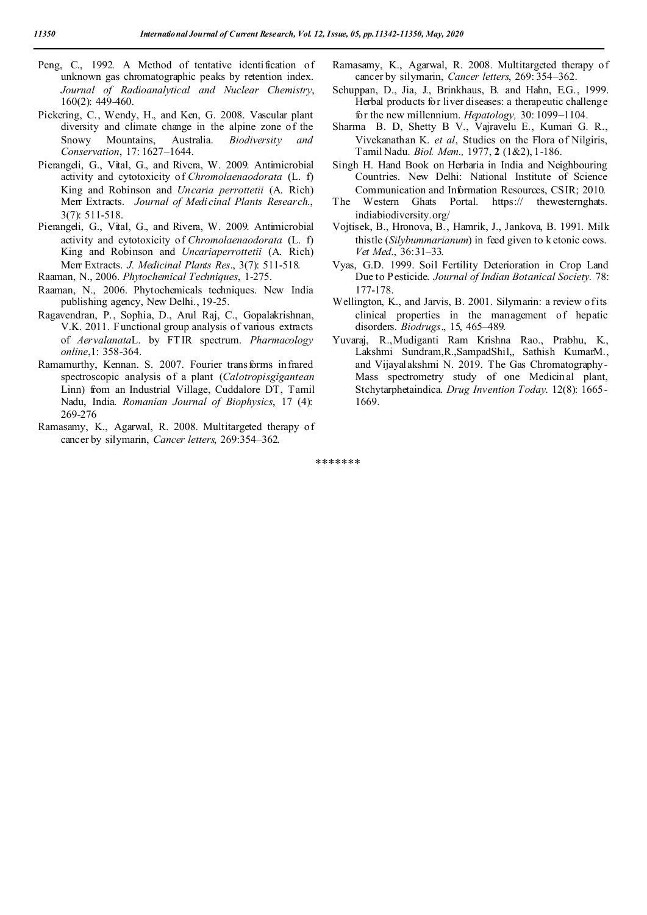Peng, C., 1992. A Method of tentative identification of unknown gas chromatographic peaks by retention index. *Journal of Radioanalytical and Nuclear Chemistry*, 160(2): 449-460.

Pickering, C., Wendy, H., and Ken, G. 2008. Vascular plant diversity and climate change in the alpine zone of the Snowy Mountains, Australia. *Biodiversity and Conservation*, 17: 1627–1644.

Pierangeli, G., Vital, G., and Rivera, W. 2009. Antimicrobial activity and cytotoxicity of *Chromolaenaodorata* (L. f) King and Robinson and *Uncaria perrottetii* (A. Rich) Merr Extracts. *Journal of Medicinal Plants Research.*, 3(7): 511-518.

Pierangeli, G., Vital, G., and Rivera, W. 2009. Antimicrobial activity and cytotoxicity of *Chromolaenaodorata* (L. f) King and Robinson and *Uncariaperrottetii* (A. Rich) Merr Extracts. *J. Medicinal Plants Res*., 3(7): 511-518.

Raaman, N., 2006. *Phytochemical Techniques*, 1-275.

Raaman, N., 2006. Phytochemicals techniques. New India publishing agency, New Delhi., 19-25.

Ragavendran, P., Sophia, D., Arul Raj, C., Gopalakrishnan, V.K. 2011. Functional group analysis of various extracts of *Aervalanata*L. by FTIR spectrum. *Pharmacology online*,1: 358-364.

Ramamurthy, Kennan. S. 2007. Fourier transforms infrared spectroscopic analysis of a plant (*Calotropisgigantean* Linn) from an Industrial Village, Cuddalore DT, Tamil Nadu, India. *Romanian Journal of Biophysics*, 17 (4): 269-276

Ramasamy, K., Agarwal, R. 2008. Multitargeted therapy of cancer by silymarin, *Cancer letters*, 269:354–362.

Ramasamy, K., Agarwal, R. 2008. Multitargeted therapy of cancer by silymarin, *Cancer letters*, 269: 354–362.

Schuppan, D., Jia, J., Brinkhaus, B. and Hahn, E.G., 1999. Herbal products for liver diseases: a therapeutic challenge for the new millennium. *Hepatology,* 30: 1099–1104.

Sharma B. D, Shetty B V., Vajravelu E., Kumari G. R., Vivekanathan K. *et al*, Studies on the Flora of Nilgiris, Tamil Nadu. *Biol. Mem.,* 1977, **2** (1&2), 1-186.

Singh H. Hand Book on Herbaria in India and Neighbouring Countries. New Delhi: National Institute of Science Communication and Information Resources, CSIR; 2010.

The Western Ghats Portal. https:// thewesternghats. indiabiodiversity.org/

Vojtisek, B., Hronova, B., Hamrik, J., Jankova, B. 1991. Milk thistle (*Silybummarianum*) in feed given to ketonic cows. *Vet Med*., 36:31–33.

Vyas, G.D. 1999. Soil Fertility Deterioration in Crop Land Due to Pesticide. *Journal of Indian Botanical Society*. 78: 177-178.

Wellington, K., and Jarvis, B. 2001. Silymarin: a review of its clinical properties in the management of hepatic disorders. *Biodrugs*., 15, 465–489.

Yuvaraj, R.,Mudiganti Ram Krishna Rao., Prabhu, K., Lakshmi Sundram,R.,SampadShil,, Sathish KumarM., and Vijayalakshmi N. 2019. The Gas Chromatography-Mass spectrometry study of one Medicinal plant, Stchytarphetaindica. *Drug Invention Today*. 12(8): 1665-1669.

\*\*\*\*\*\*\*